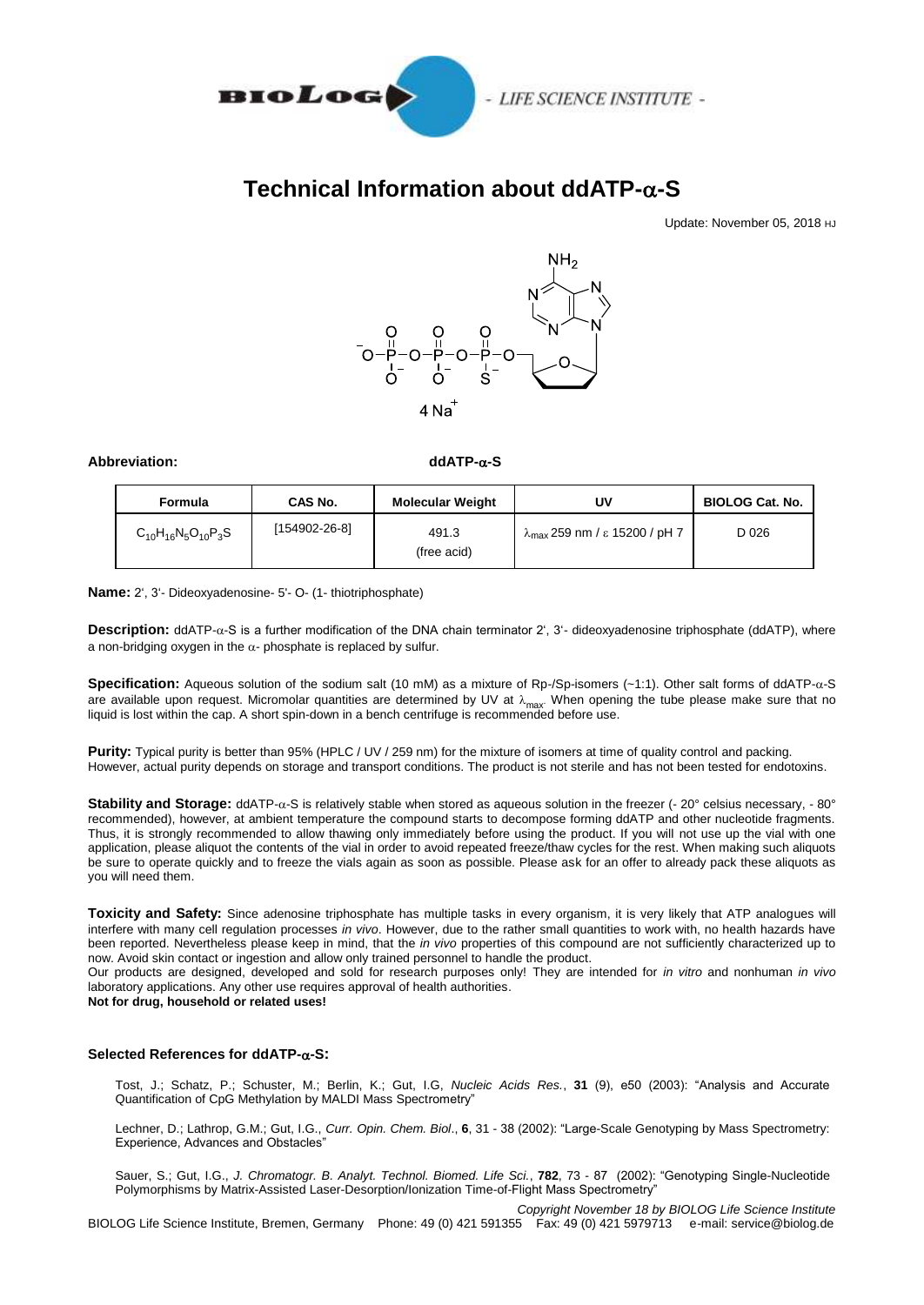BIOLOG - LIFE SCIENCE INSTITUTE -

# Technical Information about ddATP-α-S

Update: November 05, 2018 HJ

**Abbreviation:** **ddATP-α-S**

| Formula | CAS No. | Molecular Weight | UV | BIOLOG Cat. No. |
|---|---|---|---|---|
| $C_{10}H_{16}N_5O_{10}P_3S$ | [154902-26-8] | 491.3 (free acid) | $\lambda_{max}$ 259 nm / ε 15200 / pH 7 | D 026 |

**Name:** 2', 3'- Dideoxyadenosine- 5'- O- (1- thiotriphosphate)

**Description:** ddATP-α-S is a further modification of the DNA chain terminator 2', 3'- dideoxyadenosine triphosphate (ddATP), where a non-bridging oxygen in the α- phosphate is replaced by sulfur.

**Specification:** Aqueous solution of the sodium salt (10 mM) as a mixture of Rp-/Sp-isomers (~1:1). Other salt forms of ddATP-α-S are available upon request. Micromolar quantities are determined by UV at $\lambda_{max}$. When opening the tube please make sure that no liquid is lost within the cap. A short spin-down in a bench centrifuge is recommended before use.

**Purity:** Typical purity is better than 95% (HPLC / UV / 259 nm) for the mixture of isomers at time of quality control and packing. However, actual purity depends on storage and transport conditions. The product is not sterile and has not been tested for endotoxins.

**Stability and Storage:** ddATP-α-S is relatively stable when stored as aqueous solution in the freezer (- 20° celsius necessary, - 80° recommended), however, at ambient temperature the compound starts to decompose forming ddATP and other nucleotide fragments. Thus, it is strongly recommended to allow thawing only immediately before using the product. If you will not use up the vial with one application, please aliquot the contents of the vial in order to avoid repeated freeze/thaw cycles for the rest. When making such aliquots be sure to operate quickly and to freeze the vials again as soon as possible. Please ask for an offer to already pack these aliquots as you will need them.

**Toxicity and Safety:** Since adenosine triphosphate has multiple tasks in every organism, it is very likely that ATP analogues will interfere with many cell regulation processes *in vivo*. However, due to the rather small quantities to work with, no health hazards have been reported. Nevertheless please keep in mind, that the *in vivo* properties of this compound are not sufficiently characterized up to now. Avoid skin contact or ingestion and allow only trained personnel to handle the product.
Our products are designed, developed and sold for research purposes only! They are intended for *in vitro* and nonhuman *in vivo* laboratory applications. Any other use requires approval of health authorities.
**Not for drug, household or related uses!**

### Selected References for ddATP-α-S:

Tost, J.; Schatz, P.; Schuster, M.; Berlin, K.; Gut, I.G, *Nucleic Acids Res.*, **31** (9), e50 (2003): "Analysis and Accurate Quantification of CpG Methylation by MALDI Mass Spectrometry"

Lechner, D.; Lathrop, G.M.; Gut, I.G., *Curr. Opin. Chem. Biol*., **6**, 31 - 38 (2002): "Large-Scale Genotyping by Mass Spectrometry: Experience, Advances and Obstacles"

Sauer, S.; Gut, I.G., *J. Chromatogr. B. Analyt. Technol. Biomed. Life Sci.*, **782**, 73 - 87 (2002): "Genotyping Single-Nucleotide Polymorphisms by Matrix-Assisted Laser-Desorption/Ionization Time-of-Flight Mass Spectrometry"

*Copyright November 18 by BIOLOG Life Science Institute*
BIOLOG Life Science Institute, Bremen, Germany Phone: 49 (0) 421 591355 Fax: 49 (0) 421 5979713 e-mail: service@biolog.de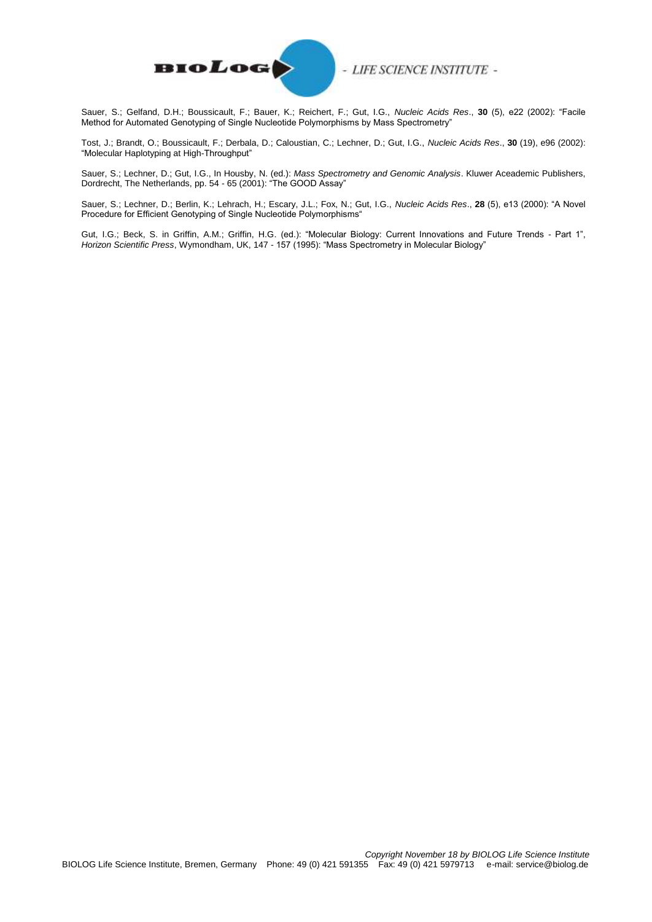Sauer, S.; Gelfand, D.H.; Boussicault, F.; Bauer, K.; Reichert, F.; Gut, I.G., *Nucleic Acids Res*., **30** (5), e22 (2002): "Facile Method for Automated Genotyping of Single Nucleotide Polymorphisms by Mass Spectrometry"

Tost, J.; Brandt, O.; Boussicault, F.; Derbala, D.; Caloustian, C.; Lechner, D.; Gut, I.G., *Nucleic Acids Res*., **30** (19), e96 (2002): "Molecular Haplotyping at High-Throughput"

Sauer, S.; Lechner, D.; Gut, I.G., In Housby, N. (ed.): *Mass Spectrometry and Genomic Analysis*. Kluwer Aceademic Publishers, Dordrecht, The Netherlands, pp. 54 - 65 (2001): "The GOOD Assay"

Sauer, S.; Lechner, D.; Berlin, K.; Lehrach, H.; Escary, J.L.; Fox, N.; Gut, I.G., *Nucleic Acids Res*., **28** (5), e13 (2000): "A Novel Procedure for Efficient Genotyping of Single Nucleotide Polymorphisms"

Gut, I.G.; Beck, S. in Griffin, A.M.; Griffin, H.G. (ed.): "Molecular Biology: Current Innovations and Future Trends - Part 1", *Horizon Scientific Press*, Wymondham, UK, 147 - 157 (1995): "Mass Spectrometry in Molecular Biology"